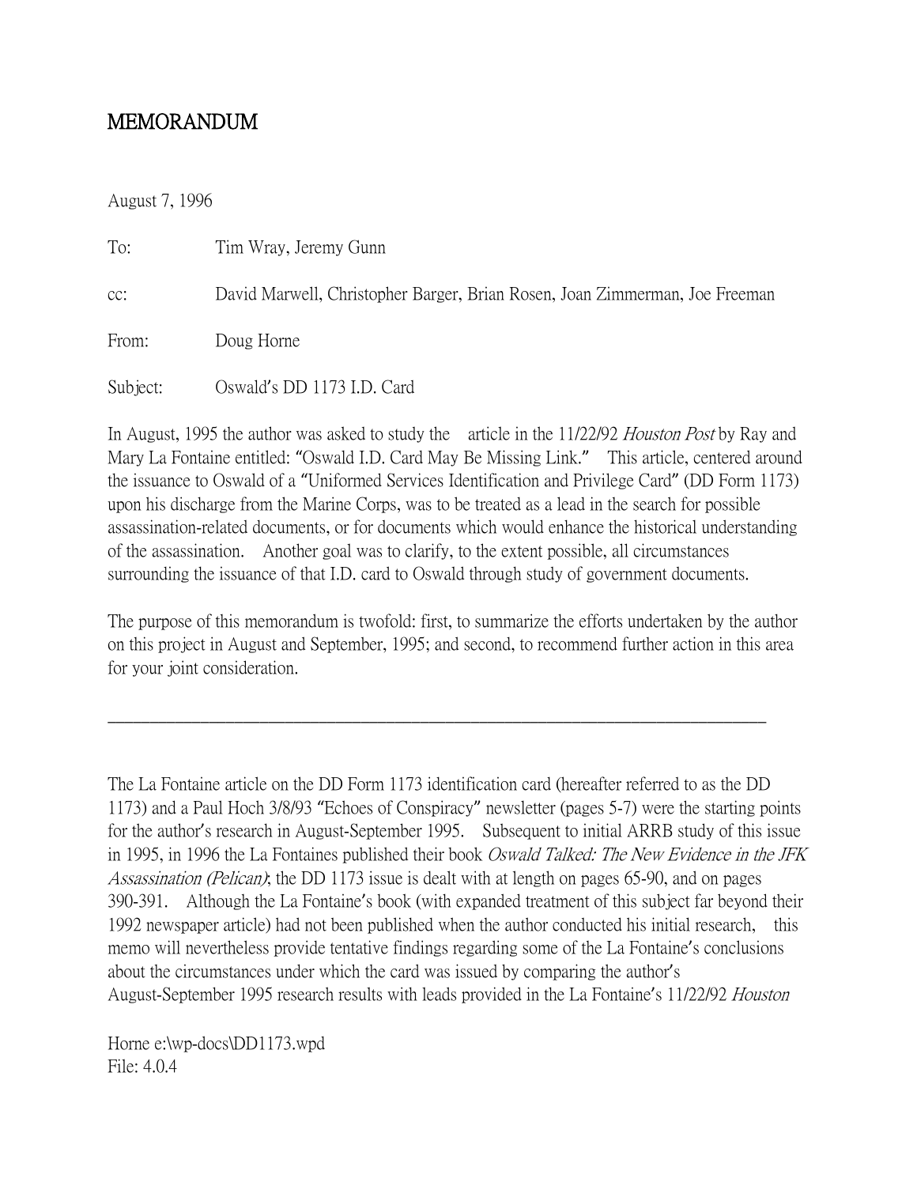# MEMORANDUM

August 7, 1996

To: Tim Wray, Jeremy Gunn

cc: David Marwell, Christopher Barger, Brian Rosen, Joan Zimmerman, Joe Freeman

From: Doug Horne

Subject: Oswald's DD 1173 I.D. Card

In August, 1995 the author was asked to study the article in the 11/22/92 *Houston Post* by Ray and Mary La Fontaine entitled: "Oswald I.D. Card May Be Missing Link." This article, centered around the issuance to Oswald of a "Uniformed Services Identification and Privilege Card" (DD Form 1173) upon his discharge from the Marine Corps, was to be treated as a lead in the search for possible assassination-related documents, or for documents which would enhance the historical understanding of the assassination. Another goal was to clarify, to the extent possible, all circumstances surrounding the issuance of that I.D. card to Oswald through study of government documents.

The purpose of this memorandum is twofold: first, to summarize the efforts undertaken by the author on this project in August and September, 1995; and second, to recommend further action in this area for your joint consideration.

---

The La Fontaine article on the DD Form 1173 identification card (hereafter referred to as the DD 1173) and a Paul Hoch 3/8/93 "Echoes of Conspiracy" newsletter (pages 5-7) were the starting points for the author's research in August-September 1995. Subsequent to initial ARRB study of this issue in 1995, in 1996 the La Fontaines published their book *Oswald Talked: The New Evidence in the JFK Assassination (Pelican)*; the DD 1173 issue is dealt with at length on pages 65-90, and on pages 390-391. Although the La Fontaine's book (with expanded treatment of this subject far beyond their 1992 newspaper article) had not been published when the author conducted his initial research, this memo will nevertheless provide tentative findings regarding some of the La Fontaine's conclusions about the circumstances under which the card was issued by comparing the author's August-September 1995 research results with leads provided in the La Fontaine's 11/22/92 *Houston*

Horne e:\wp-docs\DD1173.wpd
File: 4.0.4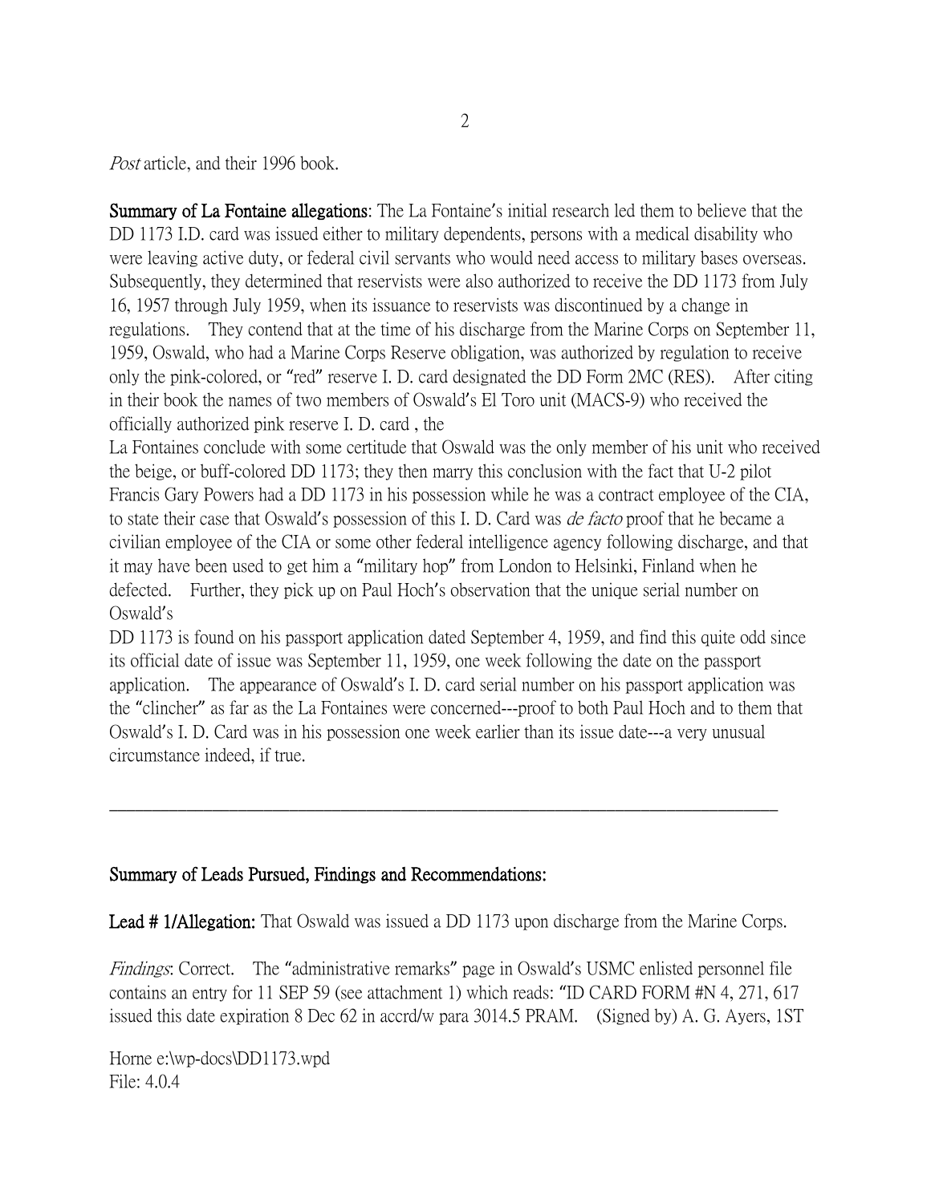*Post* article, and their 1996 book.

**Summary of La Fontaine allegations**: The La Fontaine's initial research led them to believe that the DD 1173 I.D. card was issued either to military dependents, persons with a medical disability who were leaving active duty, or federal civil servants who would need access to military bases overseas. Subsequently, they determined that reservists were also authorized to receive the DD 1173 from July 16, 1957 through July 1959, when its issuance to reservists was discontinued by a change in regulations. They contend that at the time of his discharge from the Marine Corps on September 11, 1959, Oswald, who had a Marine Corps Reserve obligation, was authorized by regulation to receive only the pink-colored, or "red" reserve I. D. card designated the DD Form 2MC (RES). After citing in their book the names of two members of Oswald's El Toro unit (MACS-9) who received the officially authorized pink reserve I. D. card , the La Fontaines conclude with some certitude that Oswald was the only member of his unit who received the beige, or buff-colored DD 1173; they then marry this conclusion with the fact that U-2 pilot Francis Gary Powers had a DD 1173 in his possession while he was a contract employee of the CIA, to state their case that Oswald's possession of this I. D. Card was *de facto* proof that he became a civilian employee of the CIA or some other federal intelligence agency following discharge, and that it may have been used to get him a "military hop" from London to Helsinki, Finland when he defected. Further, they pick up on Paul Hoch's observation that the unique serial number on Oswald's DD 1173 is found on his passport application dated September 4, 1959, and find this quite odd since its official date of issue was September 11, 1959, one week following the date on the passport application. The appearance of Oswald's I. D. card serial number on his passport application was the "clincher" as far as the La Fontaines were concerned---proof to both Paul Hoch and to them that Oswald's I. D. Card was in his possession one week earlier than its issue date---a very unusual circumstance indeed, if true.

---

**Summary of Leads Pursued, Findings and Recommendations:**

**Lead # 1/Allegation:** That Oswald was issued a DD 1173 upon discharge from the Marine Corps.

*Findings*: Correct. The "administrative remarks" page in Oswald's USMC enlisted personnel file contains an entry for 11 SEP 59 (see attachment 1) which reads: "ID CARD FORM #N 4, 271, 617 issued this date expiration 8 Dec 62 in accrd/w para 3014.5 PRAM. (Signed by) A. G. Ayers, 1ST

Horne e:\wp-docs\DD1173.wpd
File: 4.0.4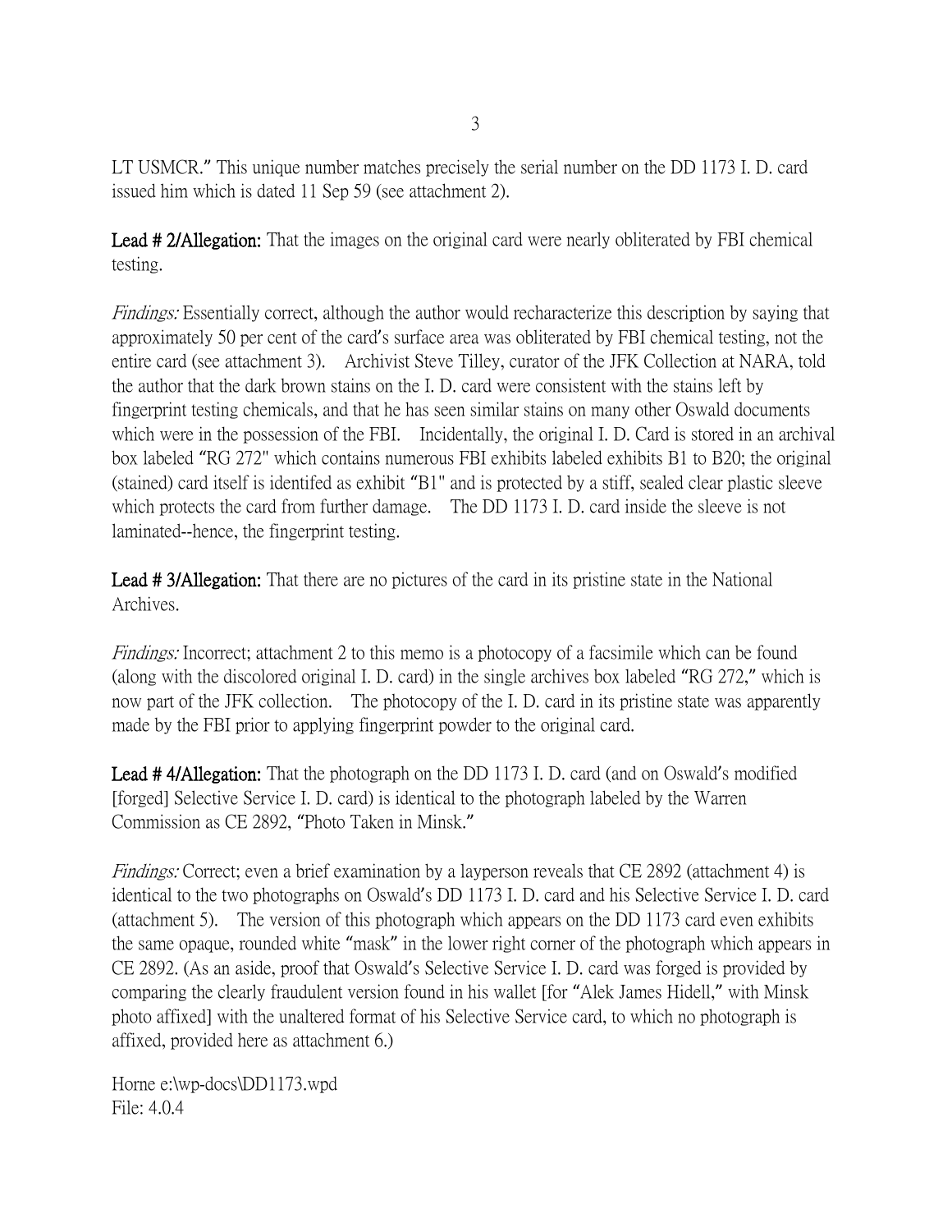LT USMCR." This unique number matches precisely the serial number on the DD 1173 I. D. card issued him which is dated 11 Sep 59 (see attachment 2).

**Lead # 2/Allegation:** That the images on the original card were nearly obliterated by FBI chemical testing.

*Findings:* Essentially correct, although the author would recharacterize this description by saying that approximately 50 per cent of the card's surface area was obliterated by FBI chemical testing, not the entire card (see attachment 3). Archivist Steve Tilley, curator of the JFK Collection at NARA, told the author that the dark brown stains on the I. D. card were consistent with the stains left by fingerprint testing chemicals, and that he has seen similar stains on many other Oswald documents which were in the possession of the FBI. Incidentally, the original I. D. Card is stored in an archival box labeled "RG 272" which contains numerous FBI exhibits labeled exhibits B1 to B20; the original (stained) card itself is identifed as exhibit "B1" and is protected by a stiff, sealed clear plastic sleeve which protects the card from further damage. The DD 1173 I. D. card inside the sleeve is not laminated--hence, the fingerprint testing.

**Lead # 3/Allegation:** That there are no pictures of the card in its pristine state in the National Archives.

*Findings:* Incorrect; attachment 2 to this memo is a photocopy of a facsimile which can be found (along with the discolored original I. D. card) in the single archives box labeled "RG 272," which is now part of the JFK collection. The photocopy of the I. D. card in its pristine state was apparently made by the FBI prior to applying fingerprint powder to the original card.

**Lead # 4/Allegation:** That the photograph on the DD 1173 I. D. card (and on Oswald's modified [forged] Selective Service I. D. card) is identical to the photograph labeled by the Warren Commission as CE 2892, "Photo Taken in Minsk."

*Findings:* Correct; even a brief examination by a layperson reveals that CE 2892 (attachment 4) is identical to the two photographs on Oswald's DD 1173 I. D. card and his Selective Service I. D. card (attachment 5). The version of this photograph which appears on the DD 1173 card even exhibits the same opaque, rounded white "mask" in the lower right corner of the photograph which appears in CE 2892. (As an aside, proof that Oswald's Selective Service I. D. card was forged is provided by comparing the clearly fraudulent version found in his wallet [for "Alek James Hidell," with Minsk photo affixed] with the unaltered format of his Selective Service card, to which no photograph is affixed, provided here as attachment 6.)

Horne e:\wp-docs\DD1173.wpd
File: 4.0.4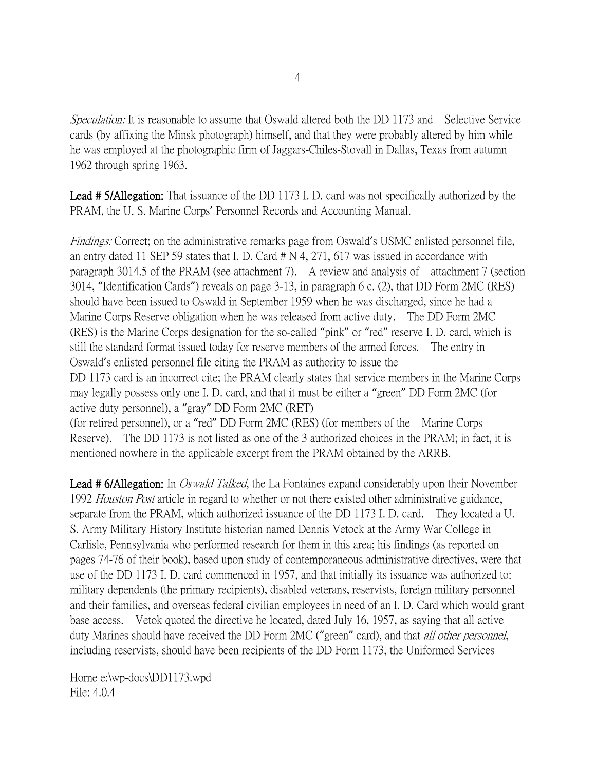*Speculation:* It is reasonable to assume that Oswald altered both the DD 1173 and Selective Service cards (by affixing the Minsk photograph) himself, and that they were probably altered by him while he was employed at the photographic firm of Jaggars-Chiles-Stovall in Dallas, Texas from autumn 1962 through spring 1963.

**Lead # 5/Allegation:** That issuance of the DD 1173 I. D. card was not specifically authorized by the PRAM, the U. S. Marine Corps' Personnel Records and Accounting Manual.

*Findings:* Correct; on the administrative remarks page from Oswald's USMC enlisted personnel file, an entry dated 11 SEP 59 states that I. D. Card # N 4, 271, 617 was issued in accordance with paragraph 3014.5 of the PRAM (see attachment 7). A review and analysis of attachment 7 (section 3014, "Identification Cards") reveals on page 3-13, in paragraph 6 c. (2), that DD Form 2MC (RES) should have been issued to Oswald in September 1959 when he was discharged, since he had a Marine Corps Reserve obligation when he was released from active duty. The DD Form 2MC (RES) is the Marine Corps designation for the so-called "pink" or "red" reserve I. D. card, which is still the standard format issued today for reserve members of the armed forces. The entry in Oswald's enlisted personnel file citing the PRAM as authority to issue the DD 1173 card is an incorrect cite; the PRAM clearly states that service members in the Marine Corps may legally possess only one I. D. card, and that it must be either a "green" DD Form 2MC (for active duty personnel), a "gray" DD Form 2MC (RET) (for retired personnel), or a "red" DD Form 2MC (RES) (for members of the Marine Corps Reserve). The DD 1173 is not listed as one of the 3 authorized choices in the PRAM; in fact, it is mentioned nowhere in the applicable excerpt from the PRAM obtained by the ARRB.

**Lead # 6/Allegation:** In *Oswald Talked*, the La Fontaines expand considerably upon their November 1992 *Houston Post* article in regard to whether or not there existed other administrative guidance, separate from the PRAM, which authorized issuance of the DD 1173 I. D. card. They located a U. S. Army Military History Institute historian named Dennis Vetock at the Army War College in Carlisle, Pennsylvania who performed research for them in this area; his findings (as reported on pages 74-76 of their book), based upon study of contemporaneous administrative directives, were that use of the DD 1173 I. D. card commenced in 1957, and that initially its issuance was authorized to: military dependents (the primary recipients), disabled veterans, reservists, foreign military personnel and their families, and overseas federal civilian employees in need of an I. D. Card which would grant base access. Vetok quoted the directive he located, dated July 16, 1957, as saying that all active duty Marines should have received the DD Form 2MC ("green" card), and that *all other personnel*, including reservists, should have been recipients of the DD Form 1173, the Uniformed Services

Horne e:\wp-docs\DD1173.wpd
File: 4.0.4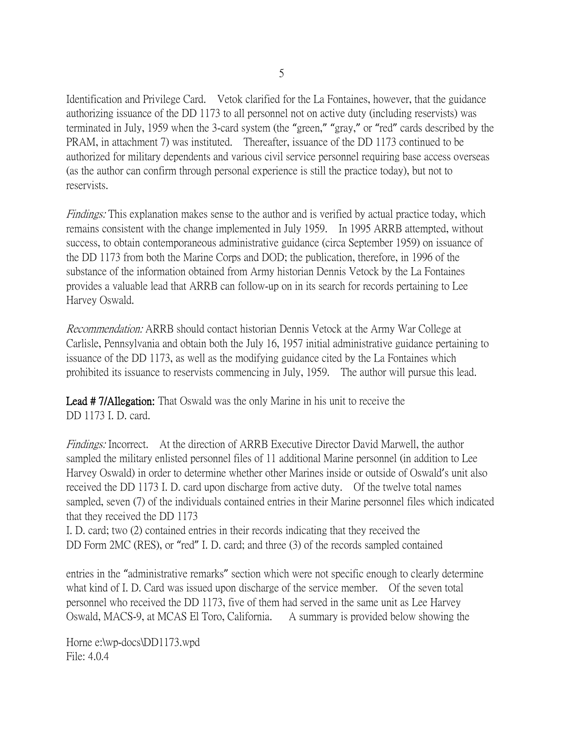Identification and Privilege Card. Vetok clarified for the La Fontaines, however, that the guidance authorizing issuance of the DD 1173 to all personnel not on active duty (including reservists) was terminated in July, 1959 when the 3-card system (the "green," "gray," or "red" cards described by the PRAM, in attachment 7) was instituted. Thereafter, issuance of the DD 1173 continued to be authorized for military dependents and various civil service personnel requiring base access overseas (as the author can confirm through personal experience is still the practice today), but not to reservists.

*Findings:* This explanation makes sense to the author and is verified by actual practice today, which remains consistent with the change implemented in July 1959. In 1995 ARRB attempted, without success, to obtain contemporaneous administrative guidance (circa September 1959) on issuance of the DD 1173 from both the Marine Corps and DOD; the publication, therefore, in 1996 of the substance of the information obtained from Army historian Dennis Vetock by the La Fontaines provides a valuable lead that ARRB can follow-up on in its search for records pertaining to Lee Harvey Oswald.

*Recommendation:* ARRB should contact historian Dennis Vetock at the Army War College at Carlisle, Pennsylvania and obtain both the July 16, 1957 initial administrative guidance pertaining to issuance of the DD 1173, as well as the modifying guidance cited by the La Fontaines which prohibited its issuance to reservists commencing in July, 1959. The author will pursue this lead.

**Lead # 7/Allegation:** That Oswald was the only Marine in his unit to receive the DD 1173 I. D. card.

*Findings:* Incorrect. At the direction of ARRB Executive Director David Marwell, the author sampled the military enlisted personnel files of 11 additional Marine personnel (in addition to Lee Harvey Oswald) in order to determine whether other Marines inside or outside of Oswald's unit also received the DD 1173 I. D. card upon discharge from active duty. Of the twelve total names sampled, seven (7) of the individuals contained entries in their Marine personnel files which indicated that they received the DD 1173 I. D. card; two (2) contained entries in their records indicating that they received the DD Form 2MC (RES), or "red" I. D. card; and three (3) of the records sampled contained entries in the "administrative remarks" section which were not specific enough to clearly determine what kind of I. D. Card was issued upon discharge of the service member. Of the seven total personnel who received the DD 1173, five of them had served in the same unit as Lee Harvey Oswald, MACS-9, at MCAS El Toro, California. A summary is provided below showing the

Horne e:\wp-docs\DD1173.wpd
File: 4.0.4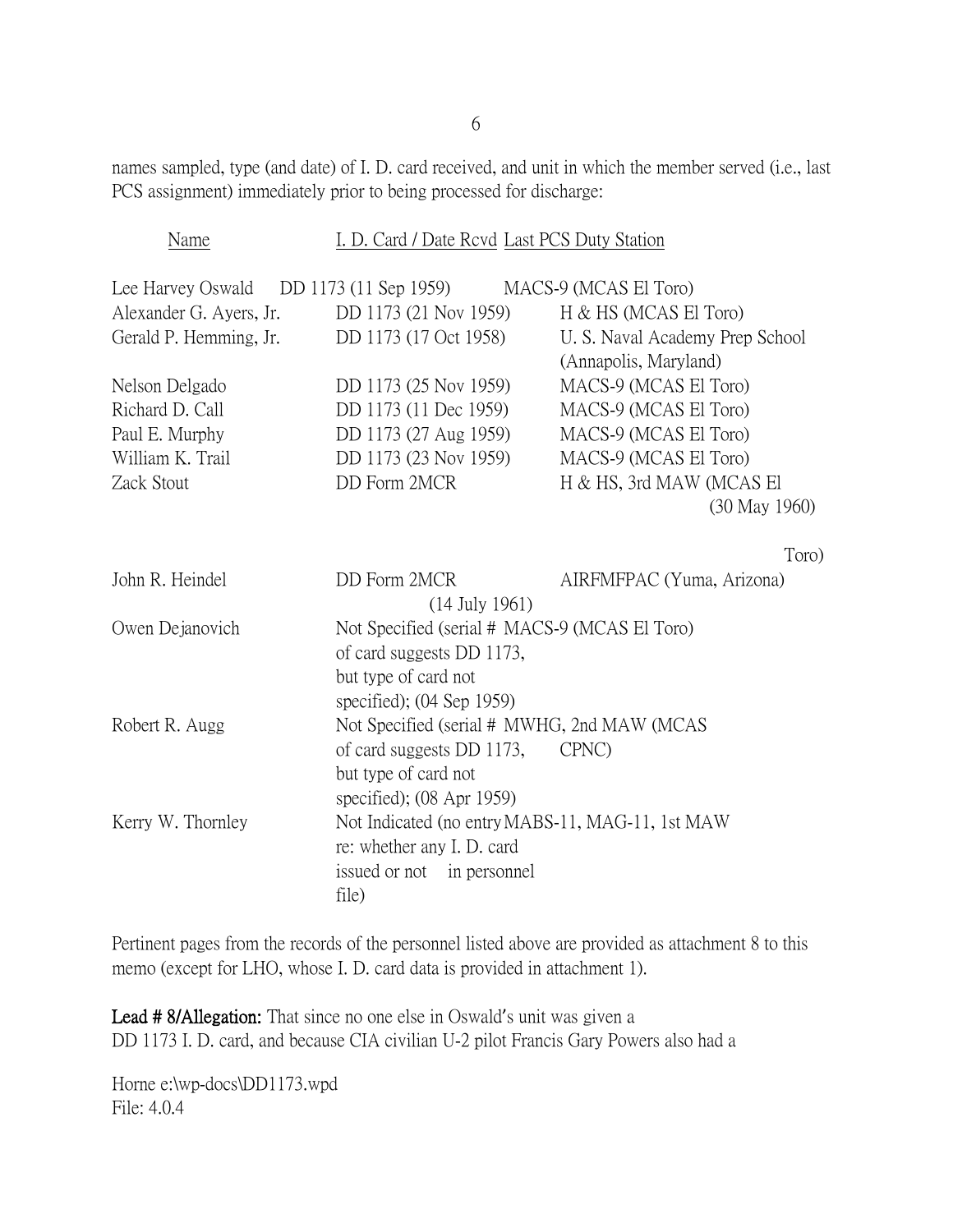names sampled, type (and date) of I. D. card received, and unit in which the member served (i.e., last PCS assignment) immediately prior to being processed for discharge:

| Name | I. D. Card / Date Rcvd | Last PCS Duty Station |
|---|---|---|
| Lee Harvey Oswald | DD 1173 (11 Sep 1959) | MACS-9 (MCAS El Toro) |
| Alexander G. Ayers, Jr. | DD 1173 (21 Nov 1959) | H & HS (MCAS El Toro) |
| Gerald P. Hemming, Jr. | DD 1173 (17 Oct 1958) | U. S. Naval Academy Prep School (Annapolis, Maryland) |
| Nelson Delgado | DD 1173 (25 Nov 1959) | MACS-9 (MCAS El Toro) |
| Richard D. Call | DD 1173 (11 Dec 1959) | MACS-9 (MCAS El Toro) |
| Paul E. Murphy | DD 1173 (27 Aug 1959) | MACS-9 (MCAS El Toro) |
| William K. Trail | DD 1173 (23 Nov 1959) | MACS-9 (MCAS El Toro) |
| Zack Stout | DD Form 2MCR (30 May 1960) | H & HS, 3rd MAW (MCAS El Toro) |
| John R. Heindel | DD Form 2MCR (14 July 1961) | AIRFMFPAC (Yuma, Arizona) |
| Owen Dejanovich | Not Specified (serial # of card suggests DD 1173, but type of card not specified); (04 Sep 1959) | MACS-9 (MCAS El Toro) |
| Robert R. Augg | Not Specified (serial # of card suggests DD 1173, but type of card not specified); (08 Apr 1959) | MWHG, 2nd MAW (MCAS CPNC) |
| Kerry W. Thornley | Not Indicated (no entry re: whether any I. D. card issued or not in personnel file) | MABS-11, MAG-11, 1st MAW |

Pertinent pages from the records of the personnel listed above are provided as attachment 8 to this memo (except for LHO, whose I. D. card data is provided in attachment 1).

**Lead # 8/Allegation:** That since no one else in Oswald's unit was given a DD 1173 I. D. card, and because CIA civilian U-2 pilot Francis Gary Powers also had a

Horne e:\wp-docs\DD1173.wpd
File: 4.0.4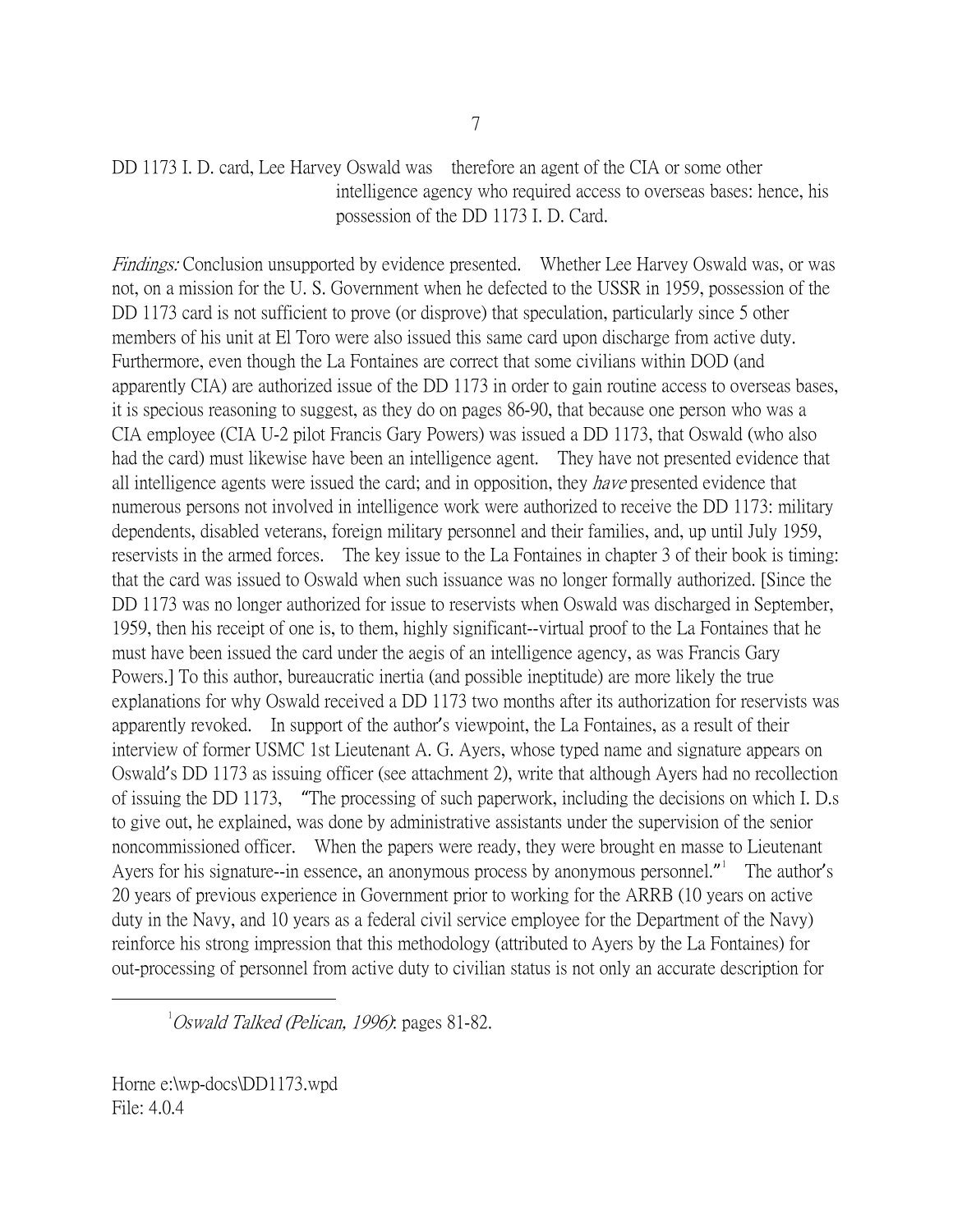DD 1173 I. D. card, Lee Harvey Oswald was therefore an agent of the CIA or some other intelligence agency who required access to overseas bases: hence, his possession of the DD 1173 I. D. Card.

*Findings:* Conclusion unsupported by evidence presented. Whether Lee Harvey Oswald was, or was not, on a mission for the U. S. Government when he defected to the USSR in 1959, possession of the DD 1173 card is not sufficient to prove (or disprove) that speculation, particularly since 5 other members of his unit at El Toro were also issued this same card upon discharge from active duty. Furthermore, even though the La Fontaines are correct that some civilians within DOD (and apparently CIA) are authorized issue of the DD 1173 in order to gain routine access to overseas bases, it is specious reasoning to suggest, as they do on pages 86-90, that because one person who was a CIA employee (CIA U-2 pilot Francis Gary Powers) was issued a DD 1173, that Oswald (who also had the card) must likewise have been an intelligence agent. They have not presented evidence that all intelligence agents were issued the card; and in opposition, they *have* presented evidence that numerous persons not involved in intelligence work were authorized to receive the DD 1173: military dependents, disabled veterans, foreign military personnel and their families, and, up until July 1959, reservists in the armed forces. The key issue to the La Fontaines in chapter 3 of their book is timing: that the card was issued to Oswald when such issuance was no longer formally authorized. [Since the DD 1173 was no longer authorized for issue to reservists when Oswald was discharged in September, 1959, then his receipt of one is, to them, highly significant--virtual proof to the La Fontaines that he must have been issued the card under the aegis of an intelligence agency, as was Francis Gary Powers.] To this author, bureaucratic inertia (and possible ineptitude) are more likely the true explanations for why Oswald received a DD 1173 two months after its authorization for reservists was apparently revoked. In support of the author's viewpoint, the La Fontaines, as a result of their interview of former USMC 1st Lieutenant A. G. Ayers, whose typed name and signature appears on Oswald's DD 1173 as issuing officer (see attachment 2), write that although Ayers had no recollection of issuing the DD 1173, "The processing of such paperwork, including the decisions on which I. D.s to give out, he explained, was done by administrative assistants under the supervision of the senior noncommissioned officer. When the papers were ready, they were brought en masse to Lieutenant Ayers for his signature--in essence, an anonymous process by anonymous personnel."[1] The author's 20 years of previous experience in Government prior to working for the ARRB (10 years on active duty in the Navy, and 10 years as a federal civil service employee for the Department of the Navy) reinforce his strong impression that this methodology (attributed to Ayers by the La Fontaines) for out-processing of personnel from active duty to civilian status is not only an accurate description for

---

[1] *Oswald Talked (Pelican, 1996)*: pages 81-82.

Horne e:\wp-docs\DD1173.wpd
File: 4.0.4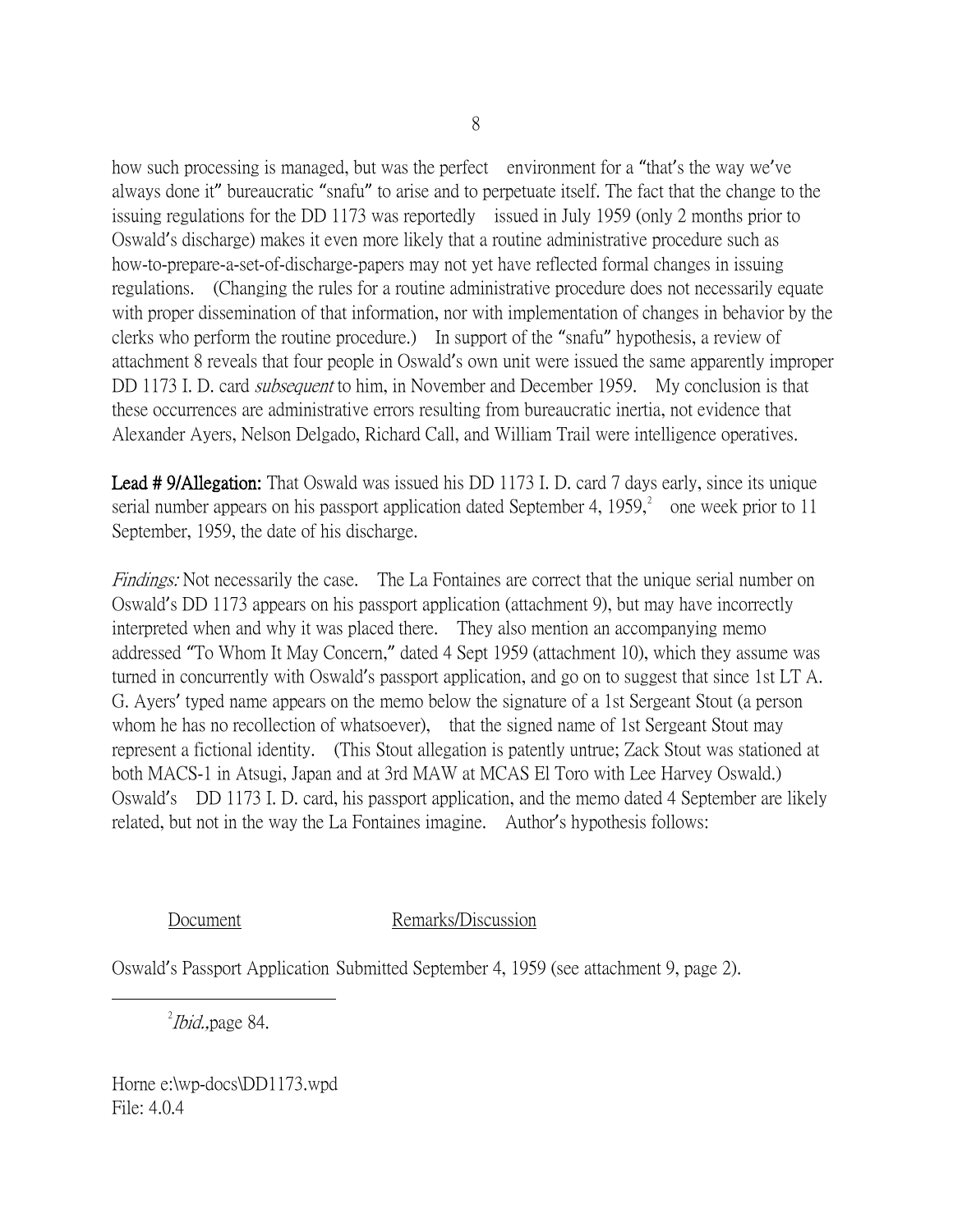how such processing is managed, but was the perfect environment for a "that's the way we've always done it" bureaucratic "snafu" to arise and to perpetuate itself. The fact that the change to the issuing regulations for the DD 1173 was reportedly issued in July 1959 (only 2 months prior to Oswald's discharge) makes it even more likely that a routine administrative procedure such as how-to-prepare-a-set-of-discharge-papers may not yet have reflected formal changes in issuing regulations. (Changing the rules for a routine administrative procedure does not necessarily equate with proper dissemination of that information, nor with implementation of changes in behavior by the clerks who perform the routine procedure.) In support of the "snafu" hypothesis, a review of attachment 8 reveals that four people in Oswald's own unit were issued the same apparently improper DD 1173 I. D. card *subsequent* to him, in November and December 1959. My conclusion is that these occurrences are administrative errors resulting from bureaucratic inertia, not evidence that Alexander Ayers, Nelson Delgado, Richard Call, and William Trail were intelligence operatives.

**Lead # 9/Allegation:** That Oswald was issued his DD 1173 I. D. card 7 days early, since its unique serial number appears on his passport application dated September 4, 1959,[2] one week prior to 11 September, 1959, the date of his discharge.

*Findings:* Not necessarily the case. The La Fontaines are correct that the unique serial number on Oswald's DD 1173 appears on his passport application (attachment 9), but may have incorrectly interpreted when and why it was placed there. They also mention an accompanying memo addressed "To Whom It May Concern," dated 4 Sept 1959 (attachment 10), which they assume was turned in concurrently with Oswald's passport application, and go on to suggest that since 1st LT A. G. Ayers' typed name appears on the memo below the signature of a 1st Sergeant Stout (a person whom he has no recollection of whatsoever), that the signed name of 1st Sergeant Stout may represent a fictional identity. (This Stout allegation is patently untrue; Zack Stout was stationed at both MACS-1 in Atsugi, Japan and at 3rd MAW at MCAS El Toro with Lee Harvey Oswald.) Oswald's DD 1173 I. D. card, his passport application, and the memo dated 4 September are likely related, but not in the way the La Fontaines imagine. Author's hypothesis follows:

| Document | Remarks/Discussion |
| --- | --- |
| Oswald's Passport Application | Submitted September 4, 1959 (see attachment 9, page 2). |

[2] *Ibid.*,page 84.

Horne e:\wp-docs\DD1173.wpd
File: 4.0.4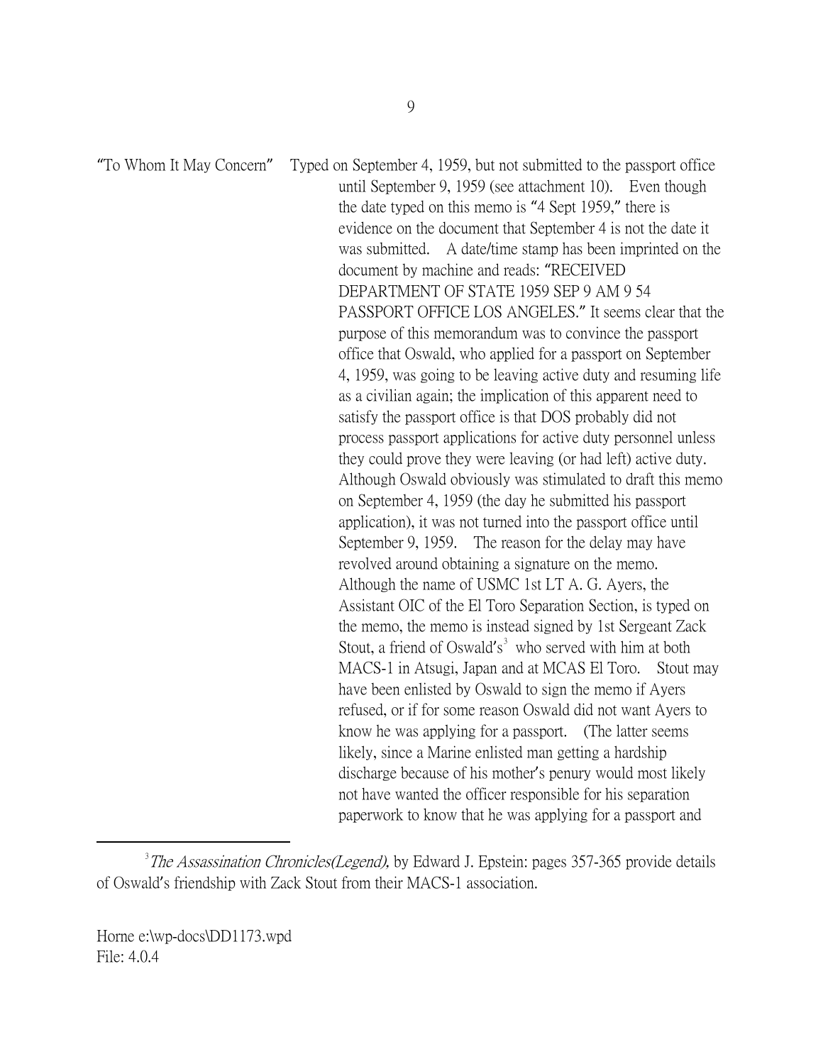"To Whom It May Concern" Typed on September 4, 1959, but not submitted to the passport office until September 9, 1959 (see attachment 10). Even though the date typed on this memo is "4 Sept 1959," there is evidence on the document that September 4 is not the date it was submitted. A date/time stamp has been imprinted on the document by machine and reads: "RECEIVED DEPARTMENT OF STATE 1959 SEP 9 AM 9 54 PASSPORT OFFICE LOS ANGELES." It seems clear that the purpose of this memorandum was to convince the passport office that Oswald, who applied for a passport on September 4, 1959, was going to be leaving active duty and resuming life as a civilian again; the implication of this apparent need to satisfy the passport office is that DOS probably did not process passport applications for active duty personnel unless they could prove they were leaving (or had left) active duty. Although Oswald obviously was stimulated to draft this memo on September 4, 1959 (the day he submitted his passport application), it was not turned into the passport office until September 9, 1959. The reason for the delay may have revolved around obtaining a signature on the memo. Although the name of USMC 1st LT A. G. Ayers, the Assistant OIC of the El Toro Separation Section, is typed on the memo, the memo is instead signed by 1st Sergeant Zack Stout, a friend of Oswald's[3] who served with him at both MACS-1 in Atsugi, Japan and at MCAS El Toro. Stout may have been enlisted by Oswald to sign the memo if Ayers refused, or if for some reason Oswald did not want Ayers to know he was applying for a passport. (The latter seems likely, since a Marine enlisted man getting a hardship discharge because of his mother's penury would most likely not have wanted the officer responsible for his separation paperwork to know that he was applying for a passport and

---

[3] *The Assassination Chronicles(Legend)*, by Edward J. Epstein: pages 357-365 provide details of Oswald's friendship with Zack Stout from their MACS-1 association.

Horne e:\wp-docs\DD1173.wpd
File: 4.0.4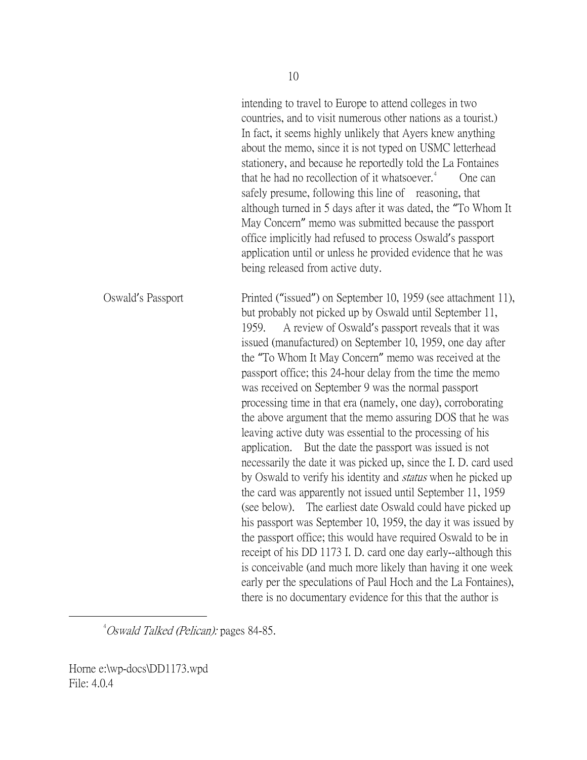intending to travel to Europe to attend colleges in two countries, and to visit numerous other nations as a tourist.) In fact, it seems highly unlikely that Ayers knew anything about the memo, since it is not typed on USMC letterhead stationery, and because he reportedly told the La Fontaines that he had no recollection of it whatsoever.[4] One can safely presume, following this line of reasoning, that although turned in 5 days after it was dated, the "To Whom It May Concern" memo was submitted because the passport office implicitly had refused to process Oswald's passport application until or unless he provided evidence that he was being released from active duty.

Oswald's Passport — Printed ("issued") on September 10, 1959 (see attachment 11), but probably not picked up by Oswald until September 11, 1959. A review of Oswald's passport reveals that it was issued (manufactured) on September 10, 1959, one day after the "To Whom It May Concern" memo was received at the passport office; this 24-hour delay from the time the memo was received on September 9 was the normal passport processing time in that era (namely, one day), corroborating the above argument that the memo assuring DOS that he was leaving active duty was essential to the processing of his application. But the date the passport was issued is not necessarily the date it was picked up, since the I. D. card used by Oswald to verify his identity and *status* when he picked up the card was apparently not issued until September 11, 1959 (see below). The earliest date Oswald could have picked up his passport was September 10, 1959, the day it was issued by the passport office; this would have required Oswald to be in receipt of his DD 1173 I. D. card one day early--although this is conceivable (and much more likely than having it one week early per the speculations of Paul Hoch and the La Fontaines), there is no documentary evidence for this that the author is

---

[4] *Oswald Talked (Pelican):* pages 84-85.

Horne e:\wp-docs\DD1173.wpd
File: 4.0.4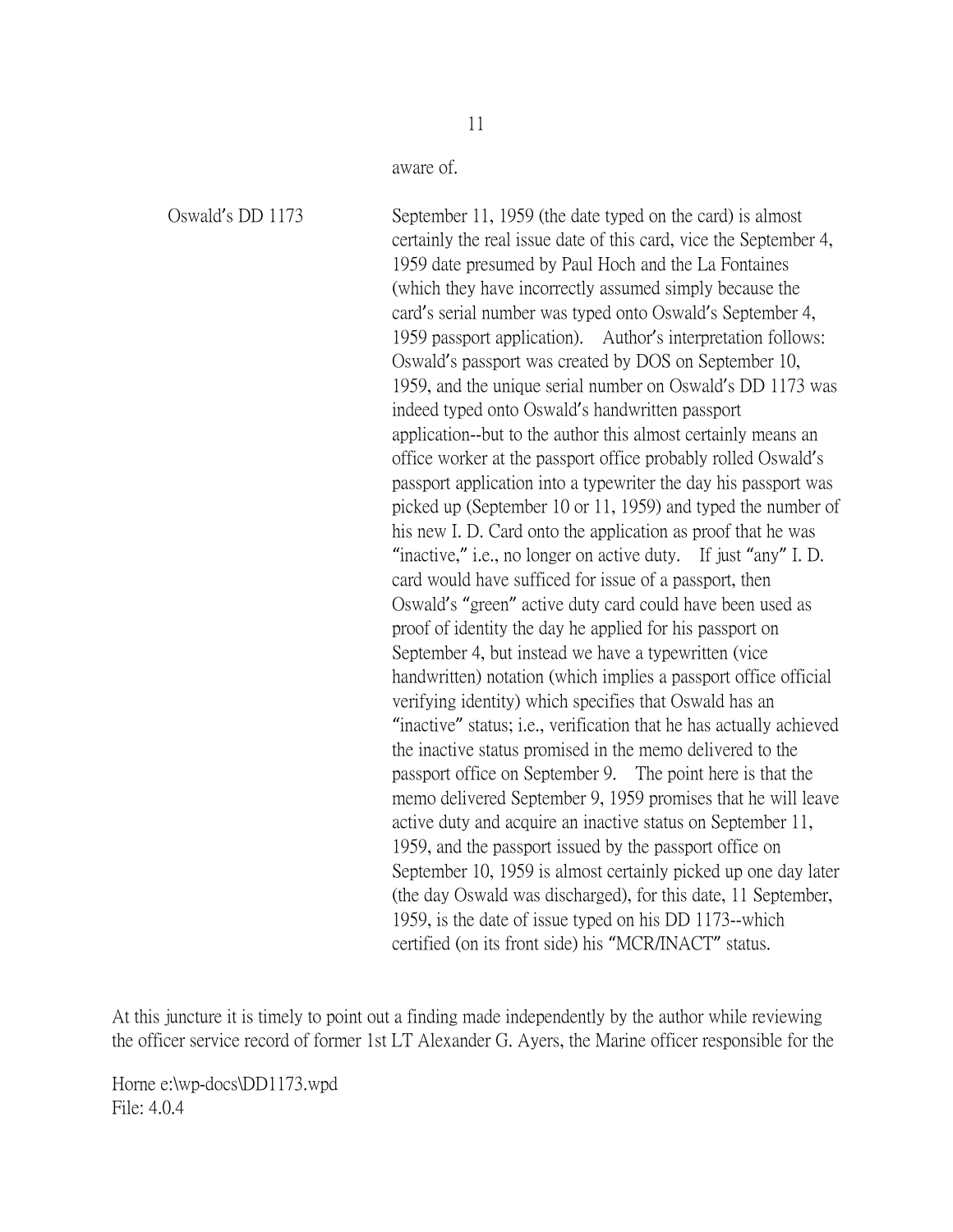aware of.

| | |
|---|---|
| Oswald's DD 1173 | September 11, 1959 (the date typed on the card) is almost certainly the real issue date of this card, vice the September 4, 1959 date presumed by Paul Hoch and the La Fontaines (which they have incorrectly assumed simply because the card's serial number was typed onto Oswald's September 4, 1959 passport application). Author's interpretation follows: Oswald's passport was created by DOS on September 10, 1959, and the unique serial number on Oswald's DD 1173 was indeed typed onto Oswald's handwritten passport application--but to the author this almost certainly means an office worker at the passport office probably rolled Oswald's passport application into a typewriter the day his passport was picked up (September 10 or 11, 1959) and typed the number of his new I. D. Card onto the application as proof that he was "inactive," i.e., no longer on active duty. If just "any" I. D. card would have sufficed for issue of a passport, then Oswald's "green" active duty card could have been used as proof of identity the day he applied for his passport on September 4, but instead we have a typewritten (vice handwritten) notation (which implies a passport office official verifying identity) which specifies that Oswald has an "inactive" status; i.e., verification that he has actually achieved the inactive status promised in the memo delivered to the passport office on September 9. The point here is that the memo delivered September 9, 1959 promises that he will leave active duty and acquire an inactive status on September 11, 1959, and the passport issued by the passport office on September 10, 1959 is almost certainly picked up one day later (the day Oswald was discharged), for this date, 11 September, 1959, is the date of issue typed on his DD 1173--which certified (on its front side) his "MCR/INACT" status. |

At this juncture it is timely to point out a finding made independently by the author while reviewing the officer service record of former 1st LT Alexander G. Ayers, the Marine officer responsible for the

Horne e:\wp-docs\DD1173.wpd
File: 4.0.4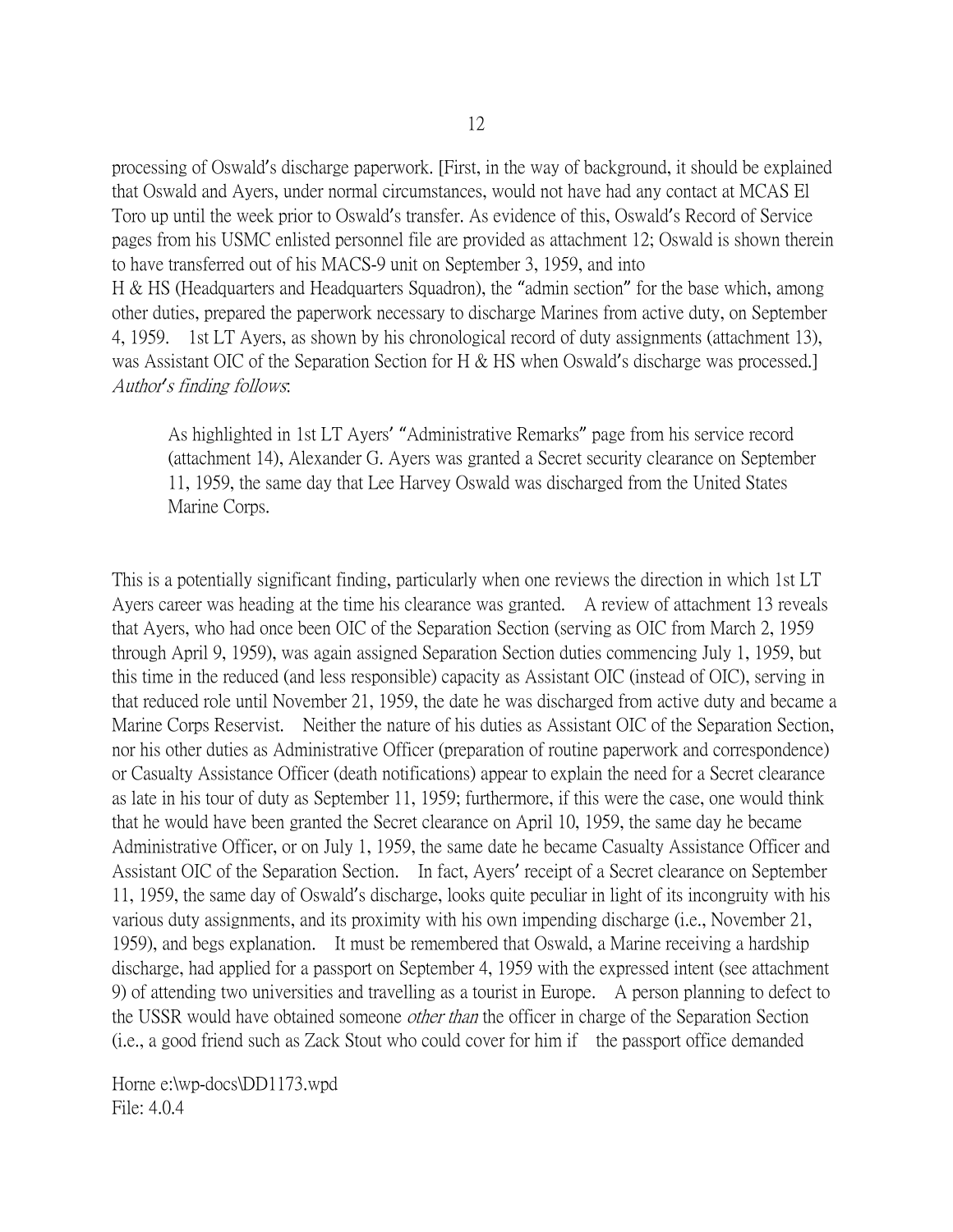processing of Oswald's discharge paperwork. [First, in the way of background, it should be explained that Oswald and Ayers, under normal circumstances, would not have had any contact at MCAS El Toro up until the week prior to Oswald's transfer. As evidence of this, Oswald's Record of Service pages from his USMC enlisted personnel file are provided as attachment 12; Oswald is shown therein to have transferred out of his MACS-9 unit on September 3, 1959, and into H & HS (Headquarters and Headquarters Squadron), the "admin section" for the base which, among other duties, prepared the paperwork necessary to discharge Marines from active duty, on September 4, 1959. 1st LT Ayers, as shown by his chronological record of duty assignments (attachment 13), was Assistant OIC of the Separation Section for H & HS when Oswald's discharge was processed.] *Author's finding follows*:

> As highlighted in 1st LT Ayers' "Administrative Remarks" page from his service record (attachment 14), Alexander G. Ayers was granted a Secret security clearance on September 11, 1959, the same day that Lee Harvey Oswald was discharged from the United States Marine Corps.

This is a potentially significant finding, particularly when one reviews the direction in which 1st LT Ayers career was heading at the time his clearance was granted. A review of attachment 13 reveals that Ayers, who had once been OIC of the Separation Section (serving as OIC from March 2, 1959 through April 9, 1959), was again assigned Separation Section duties commencing July 1, 1959, but this time in the reduced (and less responsible) capacity as Assistant OIC (instead of OIC), serving in that reduced role until November 21, 1959, the date he was discharged from active duty and became a Marine Corps Reservist. Neither the nature of his duties as Assistant OIC of the Separation Section, nor his other duties as Administrative Officer (preparation of routine paperwork and correspondence) or Casualty Assistance Officer (death notifications) appear to explain the need for a Secret clearance as late in his tour of duty as September 11, 1959; furthermore, if this were the case, one would think that he would have been granted the Secret clearance on April 10, 1959, the same day he became Administrative Officer, or on July 1, 1959, the same date he became Casualty Assistance Officer and Assistant OIC of the Separation Section. In fact, Ayers' receipt of a Secret clearance on September 11, 1959, the same day of Oswald's discharge, looks quite peculiar in light of its incongruity with his various duty assignments, and its proximity with his own impending discharge (i.e., November 21, 1959), and begs explanation. It must be remembered that Oswald, a Marine receiving a hardship discharge, had applied for a passport on September 4, 1959 with the expressed intent (see attachment 9) of attending two universities and travelling as a tourist in Europe. A person planning to defect to the USSR would have obtained someone *other than* the officer in charge of the Separation Section (i.e., a good friend such as Zack Stout who could cover for him if the passport office demanded

Horne e:\wp-docs\DD1173.wpd
File: 4.0.4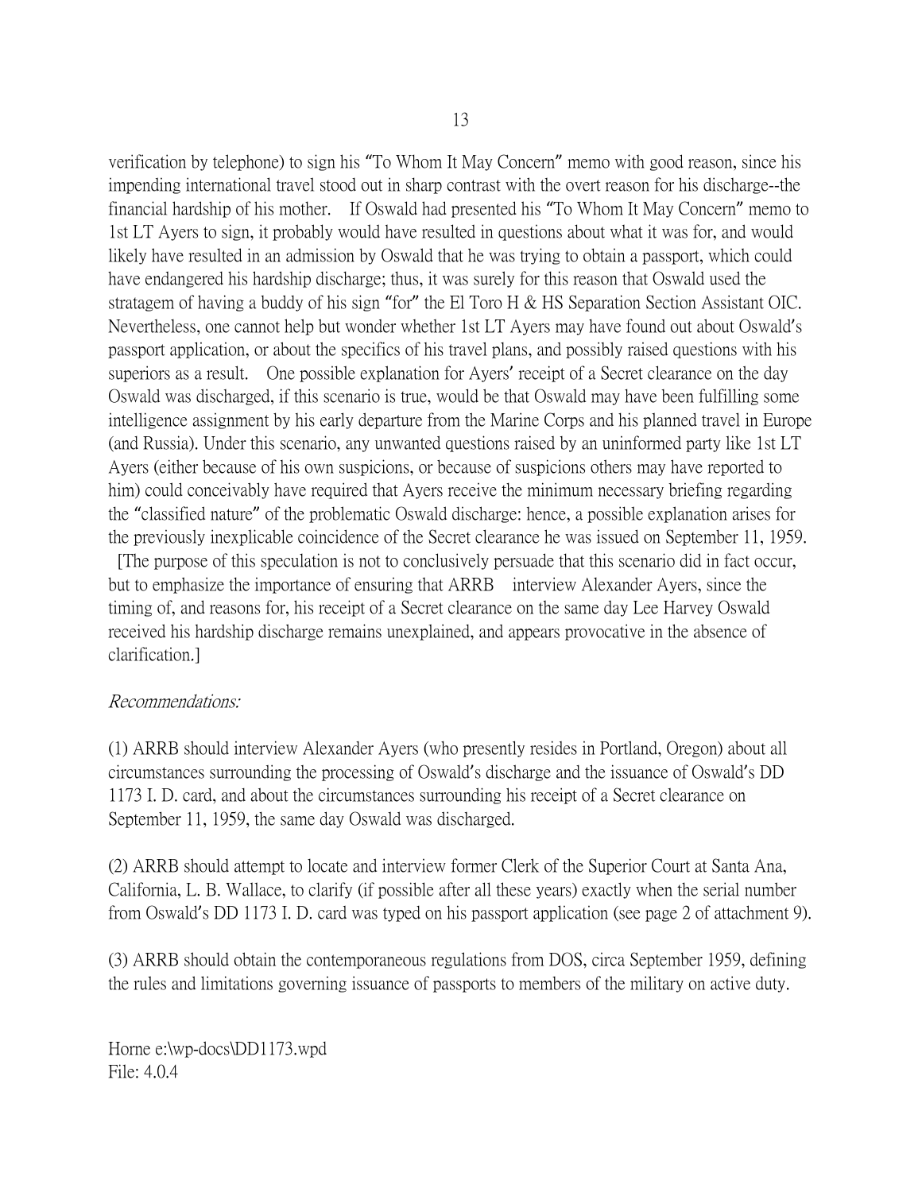verification by telephone) to sign his "To Whom It May Concern" memo with good reason, since his impending international travel stood out in sharp contrast with the overt reason for his discharge--the financial hardship of his mother. If Oswald had presented his "To Whom It May Concern" memo to 1st LT Ayers to sign, it probably would have resulted in questions about what it was for, and would likely have resulted in an admission by Oswald that he was trying to obtain a passport, which could have endangered his hardship discharge; thus, it was surely for this reason that Oswald used the stratagem of having a buddy of his sign "for" the El Toro H & HS Separation Section Assistant OIC. Nevertheless, one cannot help but wonder whether 1st LT Ayers may have found out about Oswald's passport application, or about the specifics of his travel plans, and possibly raised questions with his superiors as a result. One possible explanation for Ayers' receipt of a Secret clearance on the day Oswald was discharged, if this scenario is true, would be that Oswald may have been fulfilling some intelligence assignment by his early departure from the Marine Corps and his planned travel in Europe (and Russia). Under this scenario, any unwanted questions raised by an uninformed party like 1st LT Ayers (either because of his own suspicions, or because of suspicions others may have reported to him) could conceivably have required that Ayers receive the minimum necessary briefing regarding the "classified nature" of the problematic Oswald discharge: hence, a possible explanation arises for the previously inexplicable coincidence of the Secret clearance he was issued on September 11, 1959.
[The purpose of this speculation is not to conclusively persuade that this scenario did in fact occur, but to emphasize the importance of ensuring that ARRB interview Alexander Ayers, since the timing of, and reasons for, his receipt of a Secret clearance on the same day Lee Harvey Oswald received his hardship discharge remains unexplained, and appears provocative in the absence of clarification.]

*Recommendations:*

(1) ARRB should interview Alexander Ayers (who presently resides in Portland, Oregon) about all circumstances surrounding the processing of Oswald's discharge and the issuance of Oswald's DD 1173 I. D. card, and about the circumstances surrounding his receipt of a Secret clearance on September 11, 1959, the same day Oswald was discharged.

(2) ARRB should attempt to locate and interview former Clerk of the Superior Court at Santa Ana, California, L. B. Wallace, to clarify (if possible after all these years) exactly when the serial number from Oswald's DD 1173 I. D. card was typed on his passport application (see page 2 of attachment 9).

(3) ARRB should obtain the contemporaneous regulations from DOS, circa September 1959, defining the rules and limitations governing issuance of passports to members of the military on active duty.

Horne e:\wp-docs\DD1173.wpd
File: 4.0.4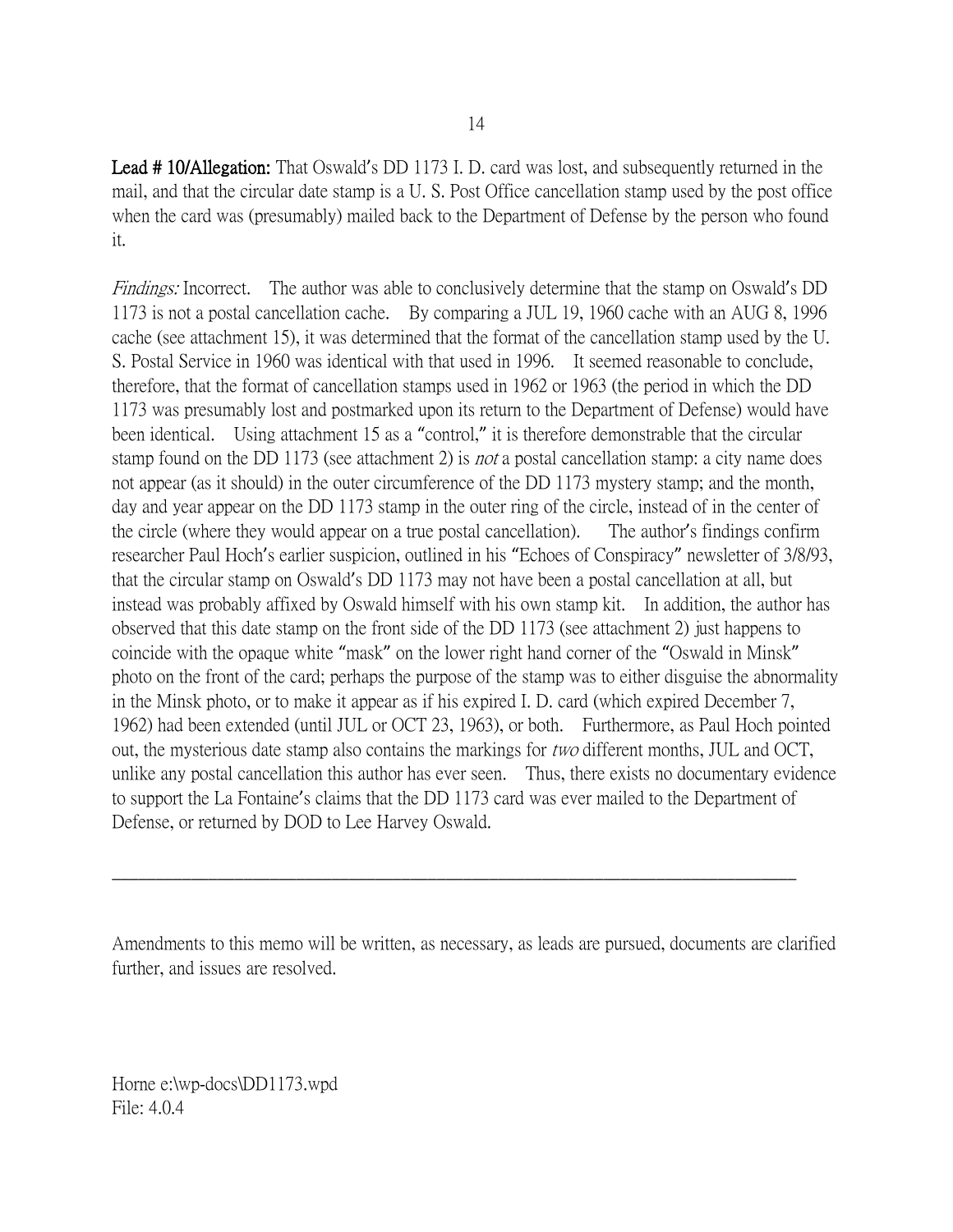**Lead # 10/Allegation:** That Oswald's DD 1173 I. D. card was lost, and subsequently returned in the mail, and that the circular date stamp is a U. S. Post Office cancellation stamp used by the post office when the card was (presumably) mailed back to the Department of Defense by the person who found it.

*Findings:* Incorrect. The author was able to conclusively determine that the stamp on Oswald's DD 1173 is not a postal cancellation cache. By comparing a JUL 19, 1960 cache with an AUG 8, 1996 cache (see attachment 15), it was determined that the format of the cancellation stamp used by the U. S. Postal Service in 1960 was identical with that used in 1996. It seemed reasonable to conclude, therefore, that the format of cancellation stamps used in 1962 or 1963 (the period in which the DD 1173 was presumably lost and postmarked upon its return to the Department of Defense) would have been identical. Using attachment 15 as a "control," it is therefore demonstrable that the circular stamp found on the DD 1173 (see attachment 2) is *not* a postal cancellation stamp: a city name does not appear (as it should) in the outer circumference of the DD 1173 mystery stamp; and the month, day and year appear on the DD 1173 stamp in the outer ring of the circle, instead of in the center of the circle (where they would appear on a true postal cancellation). The author's findings confirm researcher Paul Hoch's earlier suspicion, outlined in his "Echoes of Conspiracy" newsletter of 3/8/93, that the circular stamp on Oswald's DD 1173 may not have been a postal cancellation at all, but instead was probably affixed by Oswald himself with his own stamp kit. In addition, the author has observed that this date stamp on the front side of the DD 1173 (see attachment 2) just happens to coincide with the opaque white "mask" on the lower right hand corner of the "Oswald in Minsk" photo on the front of the card; perhaps the purpose of the stamp was to either disguise the abnormality in the Minsk photo, or to make it appear as if his expired I. D. card (which expired December 7, 1962) had been extended (until JUL or OCT 23, 1963), or both. Furthermore, as Paul Hoch pointed out, the mysterious date stamp also contains the markings for *two* different months, JUL and OCT, unlike any postal cancellation this author has ever seen. Thus, there exists no documentary evidence to support the La Fontaine's claims that the DD 1173 card was ever mailed to the Department of Defense, or returned by DOD to Lee Harvey Oswald.

---

Amendments to this memo will be written, as necessary, as leads are pursued, documents are clarified further, and issues are resolved.

Horne e:\wp-docs\DD1173.wpd
File: 4.0.4